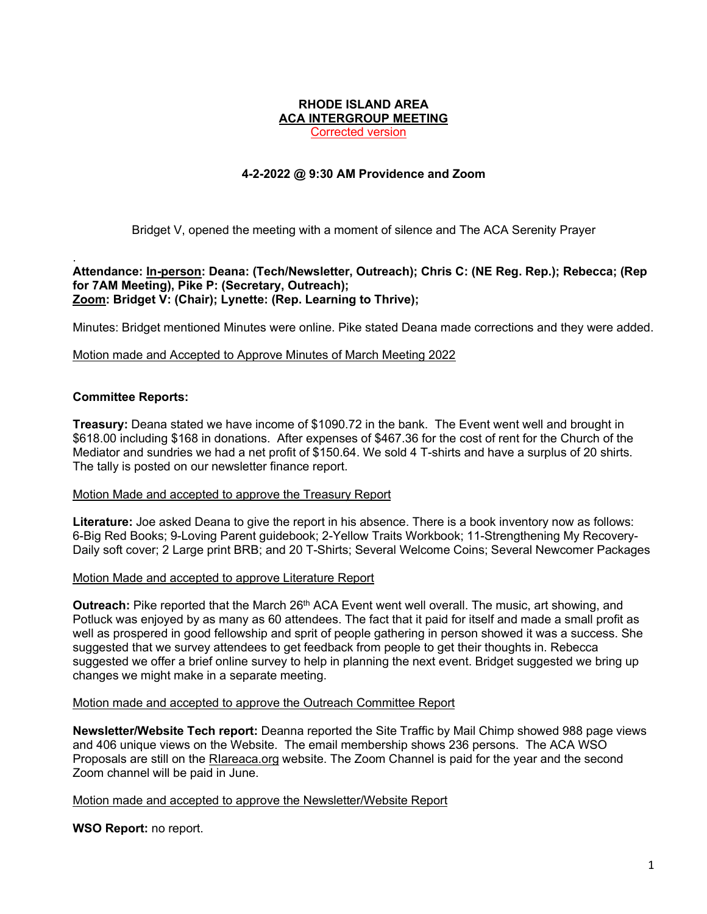**RHODE ISLAND AREA**
**ACA INTERGROUP MEETING**
Corrected version

**4-2-2022 @ 9:30 AM Providence and Zoom**

Bridget V, opened the meeting with a moment of silence and The ACA Serenity Prayer

.
**Attendance: In-person: Deana: (Tech/Newsletter, Outreach); Chris C: (NE Reg. Rep.); Rebecca; (Rep for 7AM Meeting), Pike P: (Secretary, Outreach);**
**Zoom: Bridget V: (Chair); Lynette: (Rep. Learning to Thrive);**

Minutes: Bridget mentioned Minutes were online. Pike stated Deana made corrections and they were added.

Motion made and Accepted to Approve Minutes of March Meeting 2022

**Committee Reports:**

**Treasury:** Deana stated we have income of $1090.72 in the bank. The Event went well and brought in $618.00 including $168 in donations. After expenses of $467.36 for the cost of rent for the Church of the Mediator and sundries we had a net profit of $150.64. We sold 4 T-shirts and have a surplus of 20 shirts. The tally is posted on our newsletter finance report.

Motion Made and accepted to approve the Treasury Report

**Literature:** Joe asked Deana to give the report in his absence. There is a book inventory now as follows: 6-Big Red Books; 9-Loving Parent guidebook; 2-Yellow Traits Workbook; 11-Strengthening My Recovery-Daily soft cover; 2 Large print BRB; and 20 T-Shirts; Several Welcome Coins; Several Newcomer Packages

Motion Made and accepted to approve Literature Report

**Outreach:** Pike reported that the March 26th ACA Event went well overall. The music, art showing, and Potluck was enjoyed by as many as 60 attendees. The fact that it paid for itself and made a small profit as well as prospered in good fellowship and sprit of people gathering in person showed it was a success. She suggested that we survey attendees to get feedback from people to get their thoughts in. Rebecca suggested we offer a brief online survey to help in planning the next event. Bridget suggested we bring up changes we might make in a separate meeting.

Motion made and accepted to approve the Outreach Committee Report

**Newsletter/Website Tech report:** Deanna reported the Site Traffic by Mail Chimp showed 988 page views and 406 unique views on the Website. The email membership shows 236 persons. The ACA WSO Proposals are still on the RIareaca.org website. The Zoom Channel is paid for the year and the second Zoom channel will be paid in June.

Motion made and accepted to approve the Newsletter/Website Report

**WSO Report:** no report.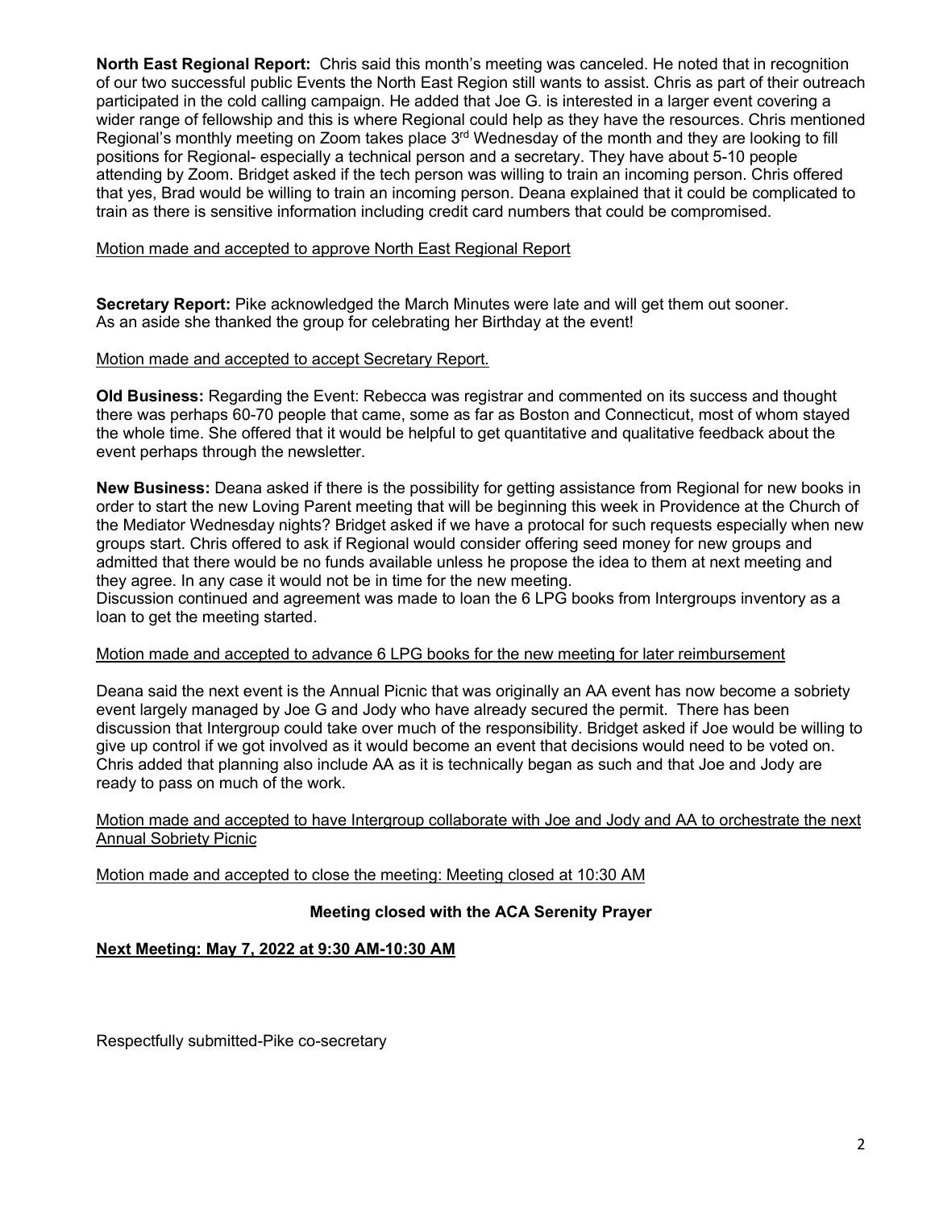**North East Regional Report:** Chris said this month's meeting was canceled. He noted that in recognition of our two successful public Events the North East Region still wants to assist. Chris as part of their outreach participated in the cold calling campaign. He added that Joe G. is interested in a larger event covering a wider range of fellowship and this is where Regional could help as they have the resources. Chris mentioned Regional's monthly meeting on Zoom takes place 3rd Wednesday of the month and they are looking to fill positions for Regional- especially a technical person and a secretary. They have about 5-10 people attending by Zoom. Bridget asked if the tech person was willing to train an incoming person. Chris offered that yes, Brad would be willing to train an incoming person. Deana explained that it could be complicated to train as there is sensitive information including credit card numbers that could be compromised.

<u>Motion made and accepted to approve North East Regional Report</u>

**Secretary Report:** Pike acknowledged the March Minutes were late and will get them out sooner. As an aside she thanked the group for celebrating her Birthday at the event!

<u>Motion made and accepted to accept Secretary Report.</u>

**Old Business:** Regarding the Event: Rebecca was registrar and commented on its success and thought there was perhaps 60-70 people that came, some as far as Boston and Connecticut, most of whom stayed the whole time. She offered that it would be helpful to get quantitative and qualitative feedback about the event perhaps through the newsletter.

**New Business:** Deana asked if there is the possibility for getting assistance from Regional for new books in order to start the new Loving Parent meeting that will be beginning this week in Providence at the Church of the Mediator Wednesday nights? Bridget asked if we have a protocol for such requests especially when new groups start. Chris offered to ask if Regional would consider offering seed money for new groups and admitted that there would be no funds available unless he propose the idea to them at next meeting and they agree. In any case it would not be in time for the new meeting.
Discussion continued and agreement was made to loan the 6 LPG books from Intergroups inventory as a loan to get the meeting started.

<u>Motion made and accepted to advance 6 LPG books for the new meeting for later reimbursement</u>

Deana said the next event is the Annual Picnic that was originally an AA event has now become a sobriety event largely managed by Joe G and Jody who have already secured the permit. There has been discussion that Intergroup could take over much of the responsibility. Bridget asked if Joe would be willing to give up control if we got involved as it would become an event that decisions would need to be voted on. Chris added that planning also include AA as it is technically began as such and that Joe and Jody are ready to pass on much of the work.

<u>Motion made and accepted to have Intergroup collaborate with Joe and Jody and AA to orchestrate the next Annual Sobriety Picnic</u>

<u>Motion made and accepted to close the meeting: Meeting closed at 10:30 AM</u>

**Meeting closed with the ACA Serenity Prayer**

**<u>Next Meeting: May 7, 2022 at 9:30 AM-10:30 AM</u>**

Respectfully submitted-Pike co-secretary